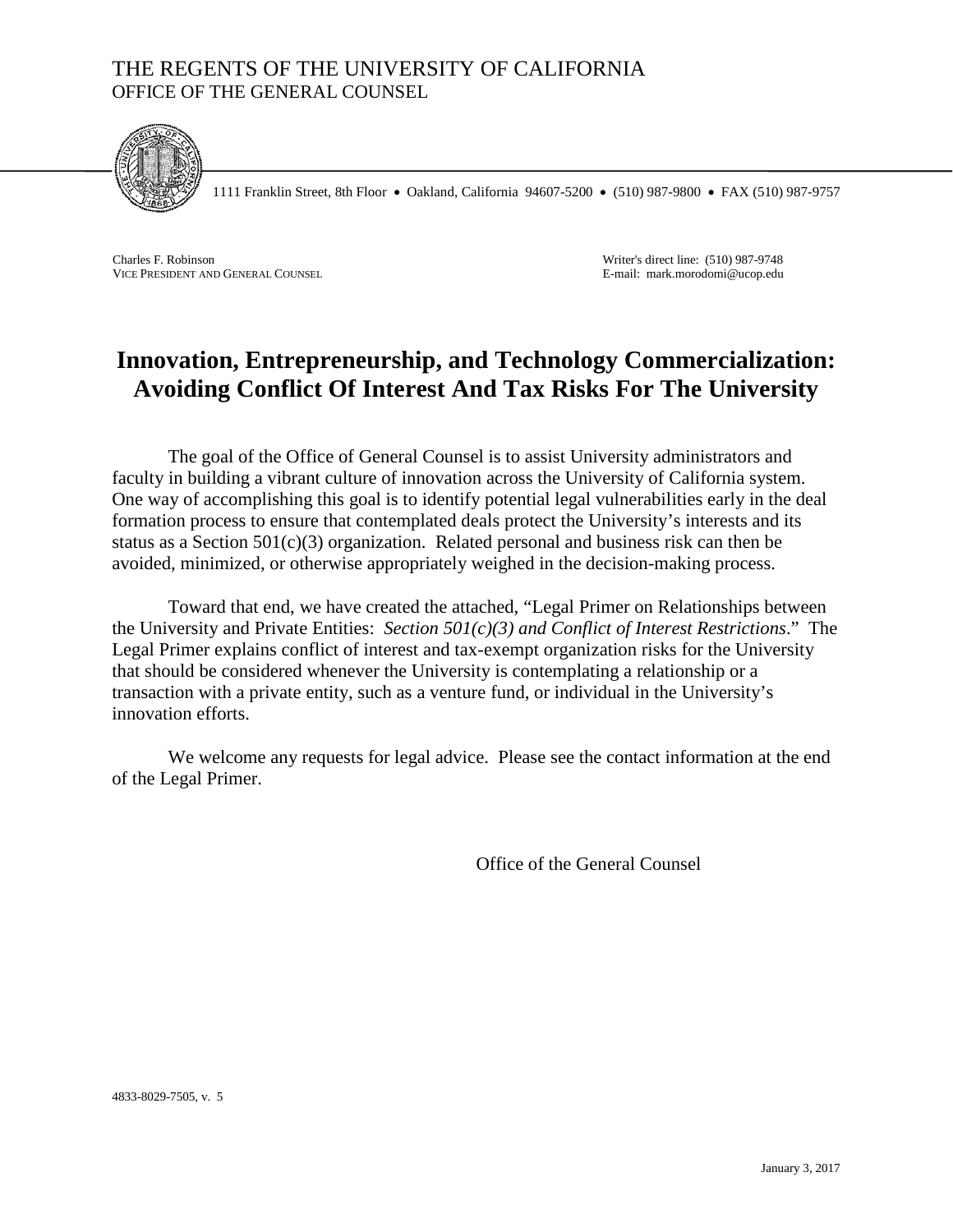THE REGENTS OF THE UNIVERSITY OF CALIFORNIA
OFFICE OF THE GENERAL COUNSEL

1111 Franklin Street, 8th Floor • Oakland, California 94607-5200 • (510) 987-9800 • FAX (510) 987-9757

Charles F. Robinson
VICE PRESIDENT AND GENERAL COUNSEL

Writer's direct line: (510) 987-9748
E-mail: mark.morodomi@ucop.edu

# Innovation, Entrepreneurship, and Technology Commercialization: Avoiding Conflict Of Interest And Tax Risks For The University

The goal of the Office of General Counsel is to assist University administrators and faculty in building a vibrant culture of innovation across the University of California system. One way of accomplishing this goal is to identify potential legal vulnerabilities early in the deal formation process to ensure that contemplated deals protect the University's interests and its status as a Section 501(c)(3) organization. Related personal and business risk can then be avoided, minimized, or otherwise appropriately weighed in the decision-making process.

Toward that end, we have created the attached, "Legal Primer on Relationships between the University and Private Entities: *Section 501(c)(3) and Conflict of Interest Restrictions*." The Legal Primer explains conflict of interest and tax-exempt organization risks for the University that should be considered whenever the University is contemplating a relationship or a transaction with a private entity, such as a venture fund, or individual in the University's innovation efforts.

We welcome any requests for legal advice. Please see the contact information at the end of the Legal Primer.

Office of the General Counsel

4833-8029-7505, v. 5

January 3, 2017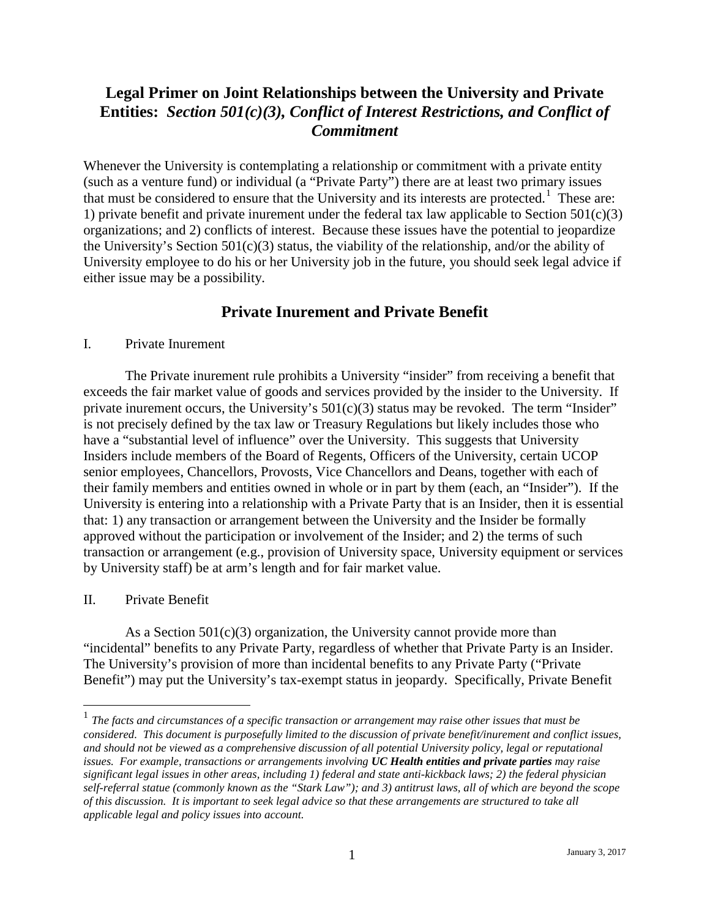# Legal Primer on Joint Relationships between the University and Private Entities: *Section 501(c)(3), Conflict of Interest Restrictions, and Conflict of Commitment*

Whenever the University is contemplating a relationship or commitment with a private entity (such as a venture fund) or individual (a "Private Party") there are at least two primary issues that must be considered to ensure that the University and its interests are protected.[1] These are: 1) private benefit and private inurement under the federal tax law applicable to Section 501(c)(3) organizations; and 2) conflicts of interest. Because these issues have the potential to jeopardize the University's Section 501(c)(3) status, the viability of the relationship, and/or the ability of University employee to do his or her University job in the future, you should seek legal advice if either issue may be a possibility.

## Private Inurement and Private Benefit

I. Private Inurement

The Private inurement rule prohibits a University "insider" from receiving a benefit that exceeds the fair market value of goods and services provided by the insider to the University. If private inurement occurs, the University's 501(c)(3) status may be revoked. The term "Insider" is not precisely defined by the tax law or Treasury Regulations but likely includes those who have a "substantial level of influence" over the University. This suggests that University Insiders include members of the Board of Regents, Officers of the University, certain UCOP senior employees, Chancellors, Provosts, Vice Chancellors and Deans, together with each of their family members and entities owned in whole or in part by them (each, an "Insider"). If the University is entering into a relationship with a Private Party that is an Insider, then it is essential that: 1) any transaction or arrangement between the University and the Insider be formally approved without the participation or involvement of the Insider; and 2) the terms of such transaction or arrangement (e.g., provision of University space, University equipment or services by University staff) be at arm's length and for fair market value.

II. Private Benefit

As a Section 501(c)(3) organization, the University cannot provide more than "incidental" benefits to any Private Party, regardless of whether that Private Party is an Insider. The University's provision of more than incidental benefits to any Private Party ("Private Benefit") may put the University's tax-exempt status in jeopardy. Specifically, Private Benefit

[1] *The facts and circumstances of a specific transaction or arrangement may raise other issues that must be considered. This document is purposefully limited to the discussion of private benefit/inurement and conflict issues, and should not be viewed as a comprehensive discussion of all potential University policy, legal or reputational issues. For example, transactions or arrangements involving **UC Health entities and private parties** may raise significant legal issues in other areas, including 1) federal and state anti-kickback laws; 2) the federal physician self-referral statue (commonly known as the "Stark Law"); and 3) antitrust laws, all of which are beyond the scope of this discussion. It is important to seek legal advice so that these arrangements are structured to take all applicable legal and policy issues into account.*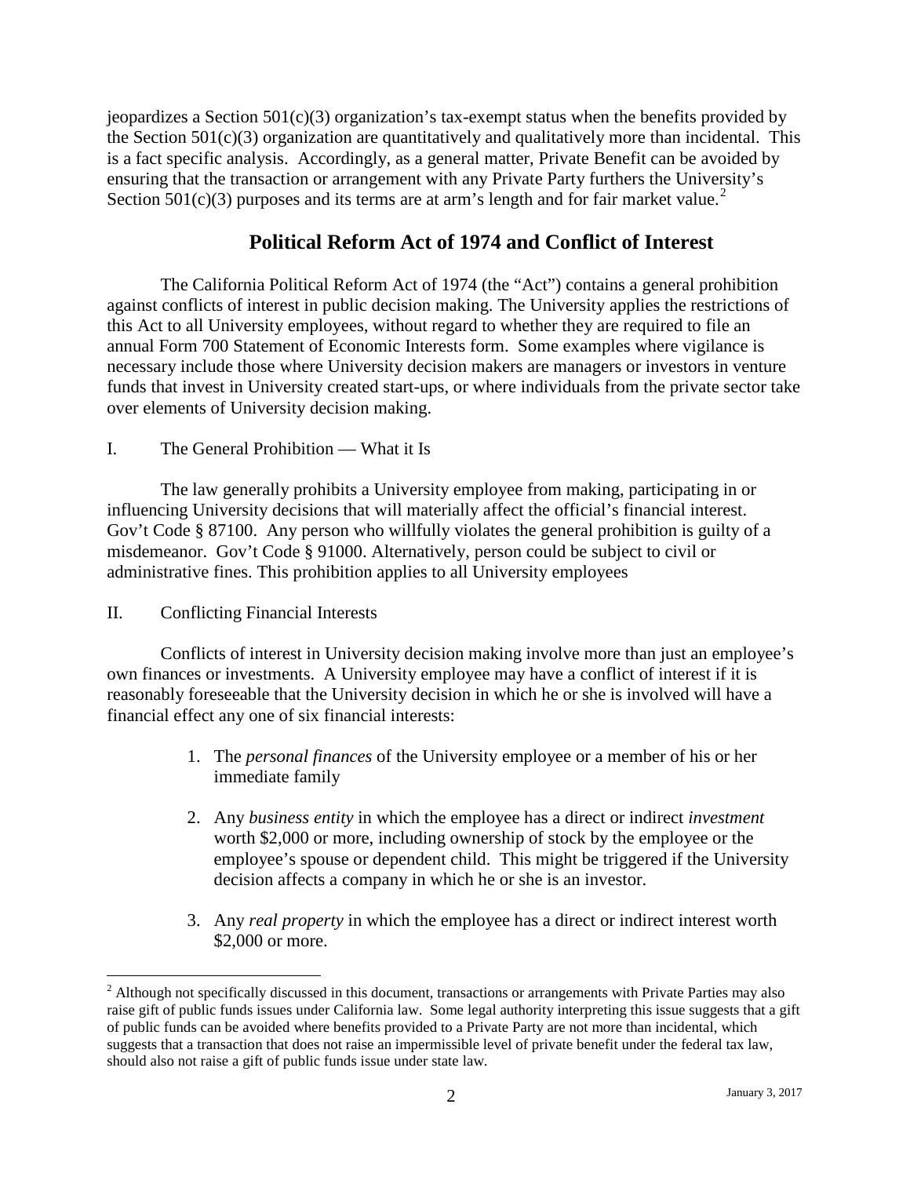jeopardizes a Section 501(c)(3) organization's tax-exempt status when the benefits provided by the Section 501(c)(3) organization are quantitatively and qualitatively more than incidental. This is a fact specific analysis. Accordingly, as a general matter, Private Benefit can be avoided by ensuring that the transaction or arrangement with any Private Party furthers the University's Section 501(c)(3) purposes and its terms are at arm's length and for fair market value.[2]

## Political Reform Act of 1974 and Conflict of Interest

The California Political Reform Act of 1974 (the "Act") contains a general prohibition against conflicts of interest in public decision making. The University applies the restrictions of this Act to all University employees, without regard to whether they are required to file an annual Form 700 Statement of Economic Interests form. Some examples where vigilance is necessary include those where University decision makers are managers or investors in venture funds that invest in University created start-ups, or where individuals from the private sector take over elements of University decision making.

I. The General Prohibition — What it Is

The law generally prohibits a University employee from making, participating in or influencing University decisions that will materially affect the official's financial interest. Gov't Code § 87100. Any person who willfully violates the general prohibition is guilty of a misdemeanor. Gov't Code § 91000. Alternatively, person could be subject to civil or administrative fines. This prohibition applies to all University employees

II. Conflicting Financial Interests

Conflicts of interest in University decision making involve more than just an employee's own finances or investments. A University employee may have a conflict of interest if it is reasonably foreseeable that the University decision in which he or she is involved will have a financial effect any one of six financial interests:

1. The *personal finances* of the University employee or a member of his or her immediate family

2. Any *business entity* in which the employee has a direct or indirect *investment* worth $2,000 or more, including ownership of stock by the employee or the employee's spouse or dependent child. This might be triggered if the University decision affects a company in which he or she is an investor.

3. Any *real property* in which the employee has a direct or indirect interest worth $2,000 or more.

[2] Although not specifically discussed in this document, transactions or arrangements with Private Parties may also raise gift of public funds issues under California law. Some legal authority interpreting this issue suggests that a gift of public funds can be avoided where benefits provided to a Private Party are not more than incidental, which suggests that a transaction that does not raise an impermissible level of private benefit under the federal tax law, should also not raise a gift of public funds issue under state law.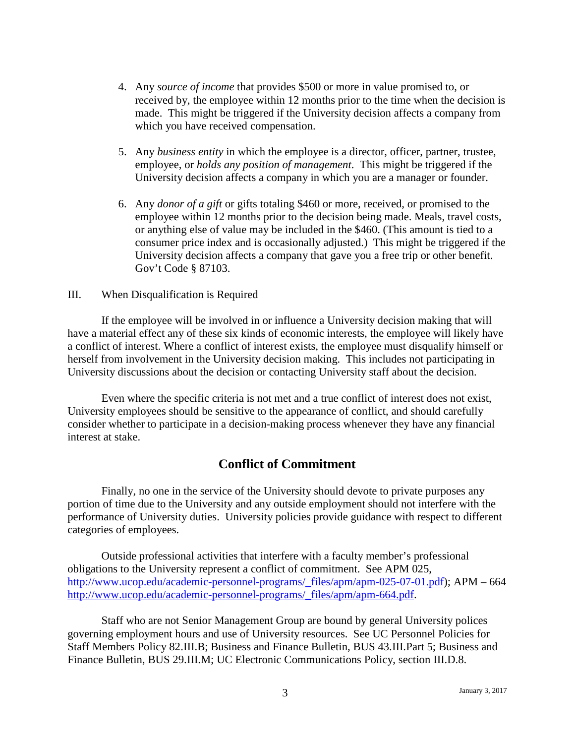4. Any *source of income* that provides $500 or more in value promised to, or received by, the employee within 12 months prior to the time when the decision is made. This might be triggered if the University decision affects a company from which you have received compensation.

5. Any *business entity* in which the employee is a director, officer, partner, trustee, employee, or *holds any position of management*. This might be triggered if the University decision affects a company in which you are a manager or founder.

6. Any *donor of a gift* or gifts totaling $460 or more, received, or promised to the employee within 12 months prior to the decision being made. Meals, travel costs, or anything else of value may be included in the $460. (This amount is tied to a consumer price index and is occasionally adjusted.) This might be triggered if the University decision affects a company that gave you a free trip or other benefit. Gov't Code § 87103.

III. When Disqualification is Required

If the employee will be involved in or influence a University decision making that will have a material effect any of these six kinds of economic interests, the employee will likely have a conflict of interest. Where a conflict of interest exists, the employee must disqualify himself or herself from involvement in the University decision making. This includes not participating in University discussions about the decision or contacting University staff about the decision.

Even where the specific criteria is not met and a true conflict of interest does not exist, University employees should be sensitive to the appearance of conflict, and should carefully consider whether to participate in a decision-making process whenever they have any financial interest at stake.

## Conflict of Commitment

Finally, no one in the service of the University should devote to private purposes any portion of time due to the University and any outside employment should not interfere with the performance of University duties. University policies provide guidance with respect to different categories of employees.

Outside professional activities that interfere with a faculty member's professional obligations to the University represent a conflict of commitment. See APM 025, http://www.ucop.edu/academic-personnel-programs/_files/apm/apm-025-07-01.pdf); APM – 664 http://www.ucop.edu/academic-personnel-programs/_files/apm/apm-664.pdf.

Staff who are not Senior Management Group are bound by general University polices governing employment hours and use of University resources. See UC Personnel Policies for Staff Members Policy 82.III.B; Business and Finance Bulletin, BUS 43.III.Part 5; Business and Finance Bulletin, BUS 29.III.M; UC Electronic Communications Policy, section III.D.8.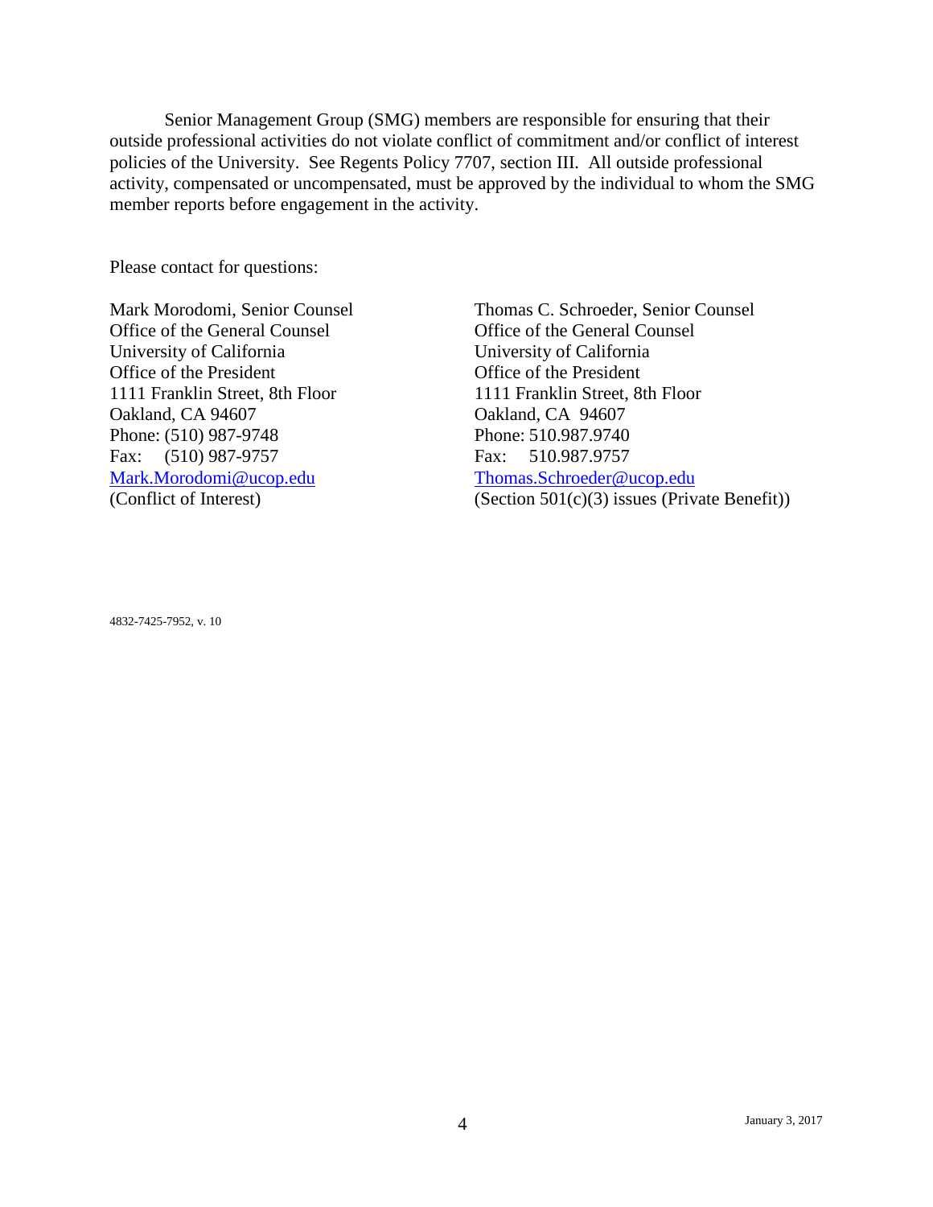Senior Management Group (SMG) members are responsible for ensuring that their outside professional activities do not violate conflict of commitment and/or conflict of interest policies of the University. See Regents Policy 7707, section III. All outside professional activity, compensated or uncompensated, must be approved by the individual to whom the SMG member reports before engagement in the activity.

Please contact for questions:

Mark Morodomi, Senior Counsel
Office of the General Counsel
University of California
Office of the President
1111 Franklin Street, 8th Floor
Oakland, CA 94607
Phone: (510) 987-9748
Fax: (510) 987-9757
Mark.Morodomi@ucop.edu
(Conflict of Interest)

Thomas C. Schroeder, Senior Counsel
Office of the General Counsel
University of California
Office of the President
1111 Franklin Street, 8th Floor
Oakland, CA 94607
Phone: 510.987.9740
Fax: 510.987.9757
Thomas.Schroeder@ucop.edu
(Section 501(c)(3) issues (Private Benefit))

4832-7425-7952, v. 10

January 3, 2017